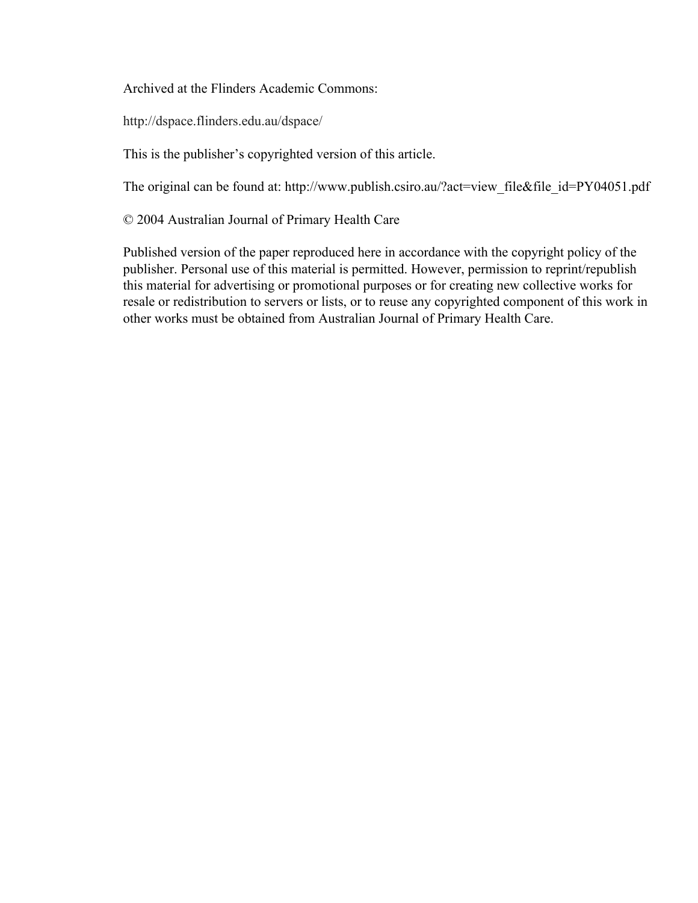Archived at the Flinders Academic Commons:

http://dspace.flinders.edu.au/dspace/

This is the publisher's copyrighted version of this article.

The original can be found at: http://www.publish.csiro.au/?act=view_file&file_id=PY04051.pdf

© 2004 Australian Journal of Primary Health Care

Published version of the paper reproduced here in accordance with the copyright policy of the publisher. Personal use of this material is permitted. However, permission to reprint/republish this material for advertising or promotional purposes or for creating new collective works for resale or redistribution to servers or lists, or to reuse any copyrighted component of this work in other works must be obtained from Australian Journal of Primary Health Care.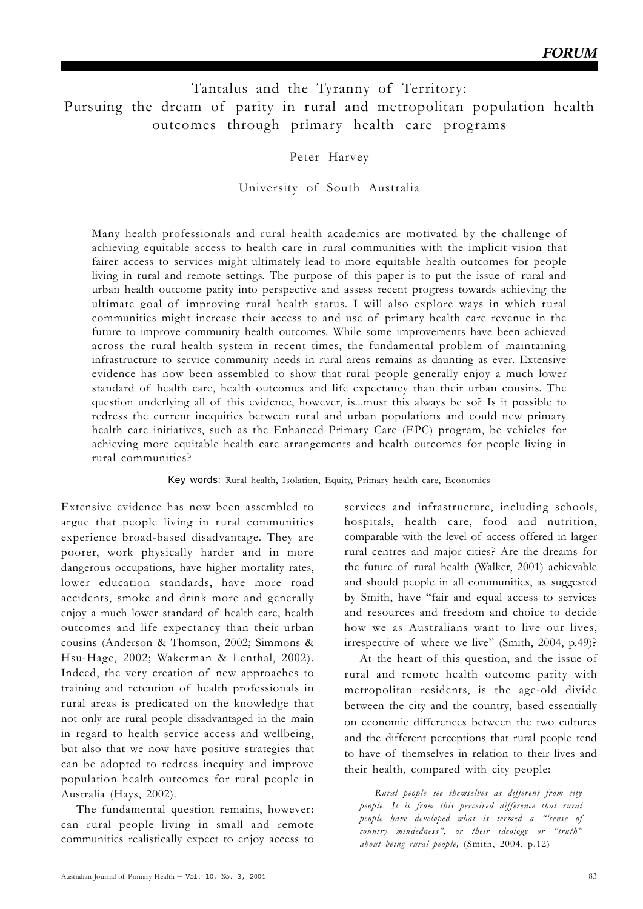FORUM

# Tantalus and the Tyranny of Territory: Pursuing the dream of parity in rural and metropolitan population health outcomes through primary health care programs

Peter Harvey

University of South Australia

Many health professionals and rural health academics are motivated by the challenge of achieving equitable access to health care in rural communities with the implicit vision that fairer access to services might ultimately lead to more equitable health outcomes for people living in rural and remote settings. The purpose of this paper is to put the issue of rural and urban health outcome parity into perspective and assess recent progress towards achieving the ultimate goal of improving rural health status. I will also explore ways in which rural communities might increase their access to and use of primary health care revenue in the future to improve community health outcomes. While some improvements have been achieved across the rural health system in recent times, the fundamental problem of maintaining infrastructure to service community needs in rural areas remains as daunting as ever. Extensive evidence has now been assembled to show that rural people generally enjoy a much lower standard of health care, health outcomes and life expectancy than their urban cousins. The question underlying all of this evidence, however, is...must this always be so? Is it possible to redress the current inequities between rural and urban populations and could new primary health care initiatives, such as the Enhanced Primary Care (EPC) program, be vehicles for achieving more equitable health care arrangements and health outcomes for people living in rural communities?

**Key words:** Rural health, Isolation, Equity, Primary health care, Economics

Extensive evidence has now been assembled to argue that people living in rural communities experience broad-based disadvantage. They are poorer, work physically harder and in more dangerous occupations, have higher mortality rates, lower education standards, have more road accidents, smoke and drink more and generally enjoy a much lower standard of health care, health outcomes and life expectancy than their urban cousins (Anderson & Thomson, 2002; Simmons & Hsu-Hage, 2002; Wakerman & Lenthal, 2002). Indeed, the very creation of new approaches to training and retention of health professionals in rural areas is predicated on the knowledge that not only are rural people disadvantaged in the main in regard to health service access and wellbeing, but also that we now have positive strategies that can be adopted to redress inequity and improve population health outcomes for rural people in Australia (Hays, 2002).

The fundamental question remains, however: can rural people living in small and remote communities realistically expect to enjoy access to services and infrastructure, including schools, hospitals, health care, food and nutrition, comparable with the level of access offered in larger rural centres and major cities? Are the dreams for the future of rural health (Walker, 2001) achievable and should people in all communities, as suggested by Smith, have "fair and equal access to services and resources and freedom and choice to decide how we as Australians want to live our lives, irrespective of where we live" (Smith, 2004, p.49)?

At the heart of this question, and the issue of rural and remote health outcome parity with metropolitan residents, is the age-old divide between the city and the country, based essentially on economic differences between the two cultures and the different perceptions that rural people tend to have of themselves in relation to their lives and their health, compared with city people:

> *Rural people see themselves as different from city people. It is from this perceived difference that rural people have developed what is termed a "'sense of country mindedness", or their ideology or "truth" about being rural people,* (Smith, 2004, p.12)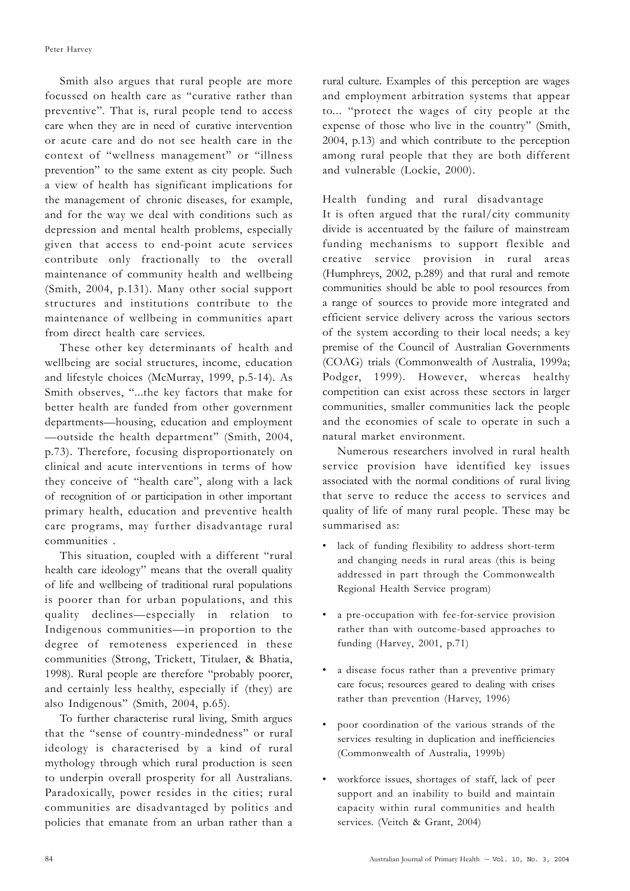Smith also argues that rural people are more focussed on health care as "curative rather than preventive". That is, rural people tend to access care when they are in need of curative intervention or acute care and do not see health care in the context of "wellness management" or "illness prevention" to the same extent as city people. Such a view of health has significant implications for the management of chronic diseases, for example, and for the way we deal with conditions such as depression and mental health problems, especially given that access to end-point acute services contribute only fractionally to the overall maintenance of community health and wellbeing (Smith, 2004, p.131). Many other social support structures and institutions contribute to the maintenance of wellbeing in communities apart from direct health care services.

These other key determinants of health and wellbeing are social structures, income, education and lifestyle choices (McMurray, 1999, p.5-14). As Smith observes, "...the key factors that make for better health are funded from other government departments—housing, education and employment —outside the health department" (Smith, 2004, p.73). Therefore, focusing disproportionately on clinical and acute interventions in terms of how they conceive of "health care", along with a lack of recognition of or participation in other important primary health, education and preventive health care programs, may further disadvantage rural communities .

This situation, coupled with a different "rural health care ideology" means that the overall quality of life and wellbeing of traditional rural populations is poorer than for urban populations, and this quality declines—especially in relation to Indigenous communities—in proportion to the degree of remoteness experienced in these communities (Strong, Trickett, Titulaer, & Bhatia, 1998). Rural people are therefore "probably poorer, and certainly less healthy, especially if (they) are also Indigenous" (Smith, 2004, p.65).

To further characterise rural living, Smith argues that the "sense of country-mindedness" or rural ideology is characterised by a kind of rural mythology through which rural production is seen to underpin overall prosperity for all Australians. Paradoxically, power resides in the cities; rural communities are disadvantaged by politics and policies that emanate from an urban rather than a rural culture. Examples of this perception are wages and employment arbitration systems that appear to... "protect the wages of city people at the expense of those who live in the country" (Smith, 2004, p.13) and which contribute to the perception among rural people that they are both different and vulnerable (Lockie, 2000).

## Health funding and rural disadvantage

It is often argued that the rural/city community divide is accentuated by the failure of mainstream funding mechanisms to support flexible and creative service provision in rural areas (Humphreys, 2002, p.289) and that rural and remote communities should be able to pool resources from a range of sources to provide more integrated and efficient service delivery across the various sectors of the system according to their local needs; a key premise of the Council of Australian Governments (COAG) trials (Commonwealth of Australia, 1999a; Podger, 1999). However, whereas healthy competition can exist across these sectors in larger communities, smaller communities lack the people and the economies of scale to operate in such a natural market environment.

Numerous researchers involved in rural health service provision have identified key issues associated with the normal conditions of rural living that serve to reduce the access to services and quality of life of many rural people. These may be summarised as:

- lack of funding flexibility to address short-term and changing needs in rural areas (this is being addressed in part through the Commonwealth Regional Health Service program)
- a pre-occupation with fee-for-service provision rather than with outcome-based approaches to funding (Harvey, 2001, p.71)
- a disease focus rather than a preventive primary care focus; resources geared to dealing with crises rather than prevention (Harvey, 1996)
- poor coordination of the various strands of the services resulting in duplication and inefficiencies (Commonwealth of Australia, 1999b)
- workforce issues, shortages of staff, lack of peer support and an inability to build and maintain capacity within rural communities and health services. (Veitch & Grant, 2004)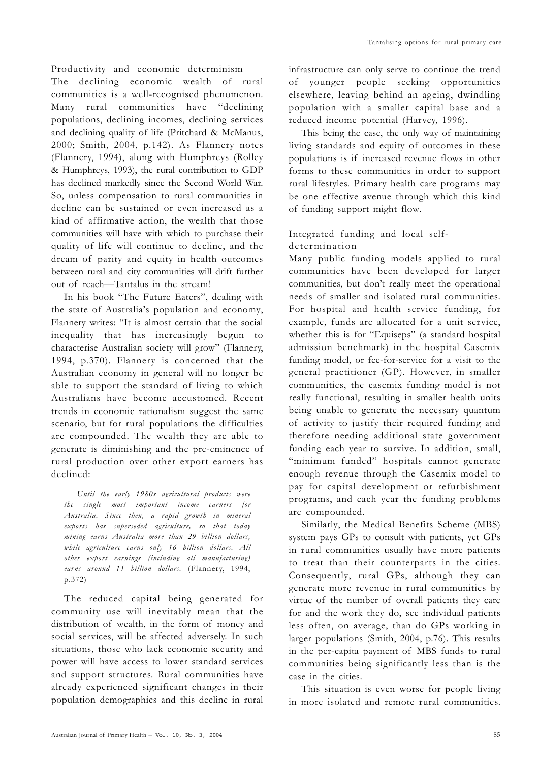## Productivity and economic determinism

The declining economic wealth of rural communities is a well-recognised phenomenon. Many rural communities have "declining populations, declining incomes, declining services and declining quality of life (Pritchard & McManus, 2000; Smith, 2004, p.142). As Flannery notes (Flannery, 1994), along with Humphreys (Rolley & Humphreys, 1993), the rural contribution to GDP has declined markedly since the Second World War. So, unless compensation to rural communities in decline can be sustained or even increased as a kind of affirmative action, the wealth that those communities will have with which to purchase their quality of life will continue to decline, and the dream of parity and equity in health outcomes between rural and city communities will drift further out of reach—Tantalus in the stream!

In his book "The Future Eaters", dealing with the state of Australia's population and economy, Flannery writes: "It is almost certain that the social inequality that has increasingly begun to characterise Australian society will grow" (Flannery, 1994, p.370). Flannery is concerned that the Australian economy in general will no longer be able to support the standard of living to which Australians have become accustomed. Recent trends in economic rationalism suggest the same scenario, but for rural populations the difficulties are compounded. The wealth they are able to generate is diminishing and the pre-eminence of rural production over other export earners has declined:

> *Until the early 1980s agricultural products were the single most important income earners for Australia. Since then, a rapid growth in mineral exports has superseded agriculture, so that today mining earns Australia more than 29 billion dollars, while agriculture earns only 16 billion dollars. All other export earnings (including all manufacturing) earns around 11 billion dollars.* (Flannery, 1994, p.372)

The reduced capital being generated for community use will inevitably mean that the distribution of wealth, in the form of money and social services, will be affected adversely. In such situations, those who lack economic security and power will have access to lower standard services and support structures. Rural communities have already experienced significant changes in their population demographics and this decline in rural infrastructure can only serve to continue the trend of younger people seeking opportunities elsewhere, leaving behind an ageing, dwindling population with a smaller capital base and a reduced income potential (Harvey, 1996).

This being the case, the only way of maintaining living standards and equity of outcomes in these populations is if increased revenue flows in other forms to these communities in order to support rural lifestyles. Primary health care programs may be one effective avenue through which this kind of funding support might flow.

## Integrated funding and local self-determination

Many public funding models applied to rural communities have been developed for larger communities, but don't really meet the operational needs of smaller and isolated rural communities. For hospital and health service funding, for example, funds are allocated for a unit service, whether this is for "Equiseps" (a standard hospital admission benchmark) in the hospital Casemix funding model, or fee-for-service for a visit to the general practitioner (GP). However, in smaller communities, the casemix funding model is not really functional, resulting in smaller health units being unable to generate the necessary quantum of activity to justify their required funding and therefore needing additional state government funding each year to survive. In addition, small, "minimum funded" hospitals cannot generate enough revenue through the Casemix model to pay for capital development or refurbishment programs, and each year the funding problems are compounded.

Similarly, the Medical Benefits Scheme (MBS) system pays GPs to consult with patients, yet GPs in rural communities usually have more patients to treat than their counterparts in the cities. Consequently, rural GPs, although they can generate more revenue in rural communities by virtue of the number of overall patients they care for and the work they do, see individual patients less often, on average, than do GPs working in larger populations (Smith, 2004, p.76). This results in the per-capita payment of MBS funds to rural communities being significantly less than is the case in the cities.

This situation is even worse for people living in more isolated and remote rural communities.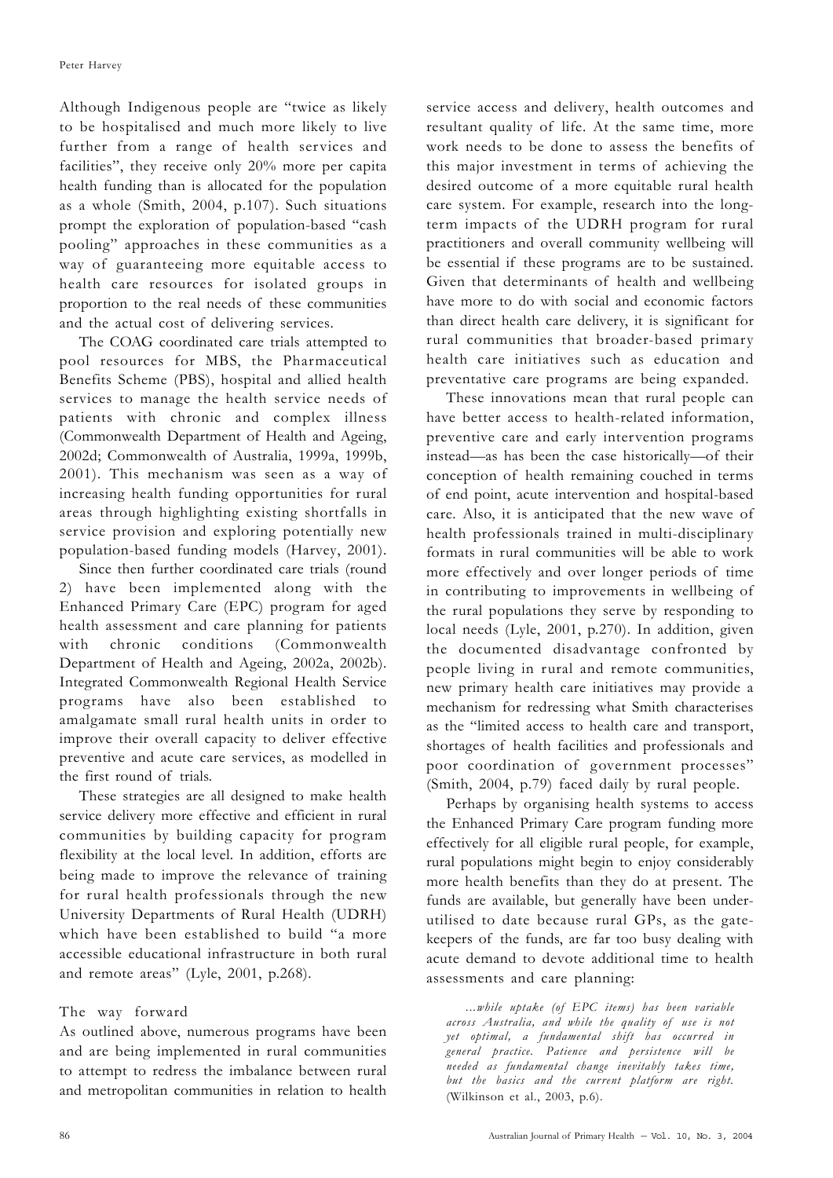Although Indigenous people are "twice as likely to be hospitalised and much more likely to live further from a range of health services and facilities", they receive only 20% more per capita health funding than is allocated for the population as a whole (Smith, 2004, p.107). Such situations prompt the exploration of population-based "cash pooling" approaches in these communities as a way of guaranteeing more equitable access to health care resources for isolated groups in proportion to the real needs of these communities and the actual cost of delivering services.

The COAG coordinated care trials attempted to pool resources for MBS, the Pharmaceutical Benefits Scheme (PBS), hospital and allied health services to manage the health service needs of patients with chronic and complex illness (Commonwealth Department of Health and Ageing, 2002d; Commonwealth of Australia, 1999a, 1999b, 2001). This mechanism was seen as a way of increasing health funding opportunities for rural areas through highlighting existing shortfalls in service provision and exploring potentially new population-based funding models (Harvey, 2001).

Since then further coordinated care trials (round 2) have been implemented along with the Enhanced Primary Care (EPC) program for aged health assessment and care planning for patients with chronic conditions (Commonwealth Department of Health and Ageing, 2002a, 2002b). Integrated Commonwealth Regional Health Service programs have also been established to amalgamate small rural health units in order to improve their overall capacity to deliver effective preventive and acute care services, as modelled in the first round of trials.

These strategies are all designed to make health service delivery more effective and efficient in rural communities by building capacity for program flexibility at the local level. In addition, efforts are being made to improve the relevance of training for rural health professionals through the new University Departments of Rural Health (UDRH) which have been established to build "a more accessible educational infrastructure in both rural and remote areas" (Lyle, 2001, p.268).

## The way forward

As outlined above, numerous programs have been and are being implemented in rural communities to attempt to redress the imbalance between rural and metropolitan communities in relation to health service access and delivery, health outcomes and resultant quality of life. At the same time, more work needs to be done to assess the benefits of this major investment in terms of achieving the desired outcome of a more equitable rural health care system. For example, research into the long-term impacts of the UDRH program for rural practitioners and overall community wellbeing will be essential if these programs are to be sustained. Given that determinants of health and wellbeing have more to do with social and economic factors than direct health care delivery, it is significant for rural communities that broader-based primary health care initiatives such as education and preventative care programs are being expanded.

These innovations mean that rural people can have better access to health-related information, preventive care and early intervention programs instead—as has been the case historically—of their conception of health remaining couched in terms of end point, acute intervention and hospital-based care. Also, it is anticipated that the new wave of health professionals trained in multi-disciplinary formats in rural communities will be able to work more effectively and over longer periods of time in contributing to improvements in wellbeing of the rural populations they serve by responding to local needs (Lyle, 2001, p.270). In addition, given the documented disadvantage confronted by people living in rural and remote communities, new primary health care initiatives may provide a mechanism for redressing what Smith characterises as the "limited access to health care and transport, shortages of health facilities and professionals and poor coordination of government processes" (Smith, 2004, p.79) faced daily by rural people.

Perhaps by organising health systems to access the Enhanced Primary Care program funding more effectively for all eligible rural people, for example, rural populations might begin to enjoy considerably more health benefits than they do at present. The funds are available, but generally have been under-utilised to date because rural GPs, as the gate-keepers of the funds, are far too busy dealing with acute demand to devote additional time to health assessments and care planning:

> *...while uptake (of EPC items) has been variable across Australia, and while the quality of use is not yet optimal, a fundamental shift has occurred in general practice. Patience and persistence will be needed as fundamental change inevitably takes time, but the basics and the current platform are right.* (Wilkinson et al., 2003, p.6).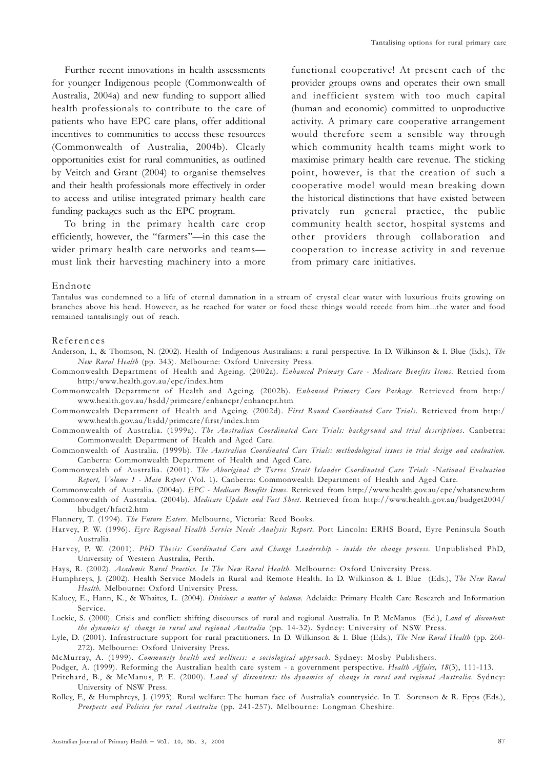Further recent innovations in health assessments for younger Indigenous people (Commonwealth of Australia, 2004a) and new funding to support allied health professionals to contribute to the care of patients who have EPC care plans, offer additional incentives to communities to access these resources (Commonwealth of Australia, 2004b). Clearly opportunities exist for rural communities, as outlined by Veitch and Grant (2004) to organise themselves and their health professionals more effectively in order to access and utilise integrated primary health care funding packages such as the EPC program.

To bring in the primary health care crop efficiently, however, the "farmers"—in this case the wider primary health care networks and teams—must link their harvesting machinery into a more functional cooperative! At present each of the provider groups owns and operates their own small and inefficient system with too much capital (human and economic) committed to unproductive activity. A primary care cooperative arrangement would therefore seem a sensible way through which community health teams might work to maximise primary health care revenue. The sticking point, however, is that the creation of such a cooperative model would mean breaking down the historical distinctions that have existed between privately run general practice, the public community health sector, hospital systems and other providers through collaboration and cooperation to increase activity in and revenue from primary care initiatives.

## Endnote

Tantalus was condemned to a life of eternal damnation in a stream of crystal clear water with luxurious fruits growing on branches above his head. However, as he reached for water or food these things would recede from him...the water and food remained tantalisingly out of reach.

## References

Anderson, I., & Thomson, N. (2002). Health of Indigenous Australians: a rural perspective. In D. Wilkinson & I. Blue (Eds.), *The New Rural Health* (pp. 343). Melbourne: Oxford University Press.

Commonwealth Department of Health and Ageing. (2002a). *Enhanced Primary Care - Medicare Benefits Items*. Retried from http:/www.health.gov.au/epc/index.htm

Commonwealth Department of Health and Ageing. (2002b). *Enhanced Primary Care Package*. Retrieved from http:/ www.health.gov.au/hsdd/primcare/enhancpr/enhancpr.htm

Commonwealth Department of Health and Ageing. (2002d). *First Round Coordinated Care Trials*. Retrieved from http:/ www.health.gov.au/hsdd/primcare/first/index.htm

Commonwealth of Australia. (1999a). *The Australian Coordinated Care Trials: background and trial descriptions*. Canberra: Commonwealth Department of Health and Aged Care.

Commonwealth of Australia. (1999b). *The Australian Coordinated Care Trials: methodological issues in trial design and evaluation*. Canberra: Commonwealth Department of Health and Aged Care.

Commonwealth of Australia. (2001). *The Aboriginal & Torres Strait Islander Coordinated Care Trials -National Evaluation Report, Volume 1 - Main Report* (Vol. 1). Canberra: Commonwealth Department of Health and Aged Care.

Commonwealth of Australia. (2004a). *EPC - Medicare Benefits Items*. Retrieved from http://www.health.gov.au/epc/whatsnew.htm

Commonwealth of Australia. (2004b). *Medicare Update and Fact Sheet*. Retrieved from http://www.health.gov.au/budget2004/ hbudget/hfact2.htm

Flannery, T. (1994). *The Future Eaters*. Melbourne, Victoria: Reed Books.

Harvey, P. W. (1996). *Eyre Regional Health Service Needs Analysis Report*. Port Lincoln: ERHS Board, Eyre Peninsula South Australia.

Harvey, P. W. (2001). *PhD Thesis: Coordinated Care and Change Leadership - inside the change process*. Unpublished PhD, University of Western Australia, Perth.

Hays, R. (2002). *Academic Rural Practice. In The New Rural Health*. Melbourne: Oxford University Press.

Humphreys, J. (2002). Health Service Models in Rural and Remote Health. In D. Wilkinson & I. Blue (Eds.), *The New Rural Health*. Melbourne: Oxford University Press.

Kalucy, E., Hann, K., & Whaites, L. (2004). *Divisions: a matter of balance*. Adelaide: Primary Health Care Research and Information Service.

Lockie, S. (2000). Crisis and conflict: shifting discourses of rural and regional Australia. In P. McManus (Ed.), *Land of discontent: the dynamics of change in rural and regional Australia* (pp. 14-32). Sydney: University of NSW Press.

Lyle, D. (2001). Infrastructure support for rural practitioners. In D. Wilkinson & I. Blue (Eds.), *The New Rural Health* (pp. 260-272). Melbourne: Oxford University Press.

McMurray, A. (1999). *Community health and wellness: a sociological approach*. Sydney: Mosby Publishers.

Podger, A. (1999). Reforming the Australian health care system - a government perspective. *Health Affairs, 18*(3), 111-113.

Pritchard, B., & McManus, P. E. (2000). *Land of discontent: the dynamics of change in rural and regional Australia*. Sydney: University of NSW Press.

Rolley, F., & Humphreys, J. (1993). Rural welfare: The human face of Australia's countryside. In T. Sorenson & R. Epps (Eds.), *Prospects and Policies for rural Australia* (pp. 241-257). Melbourne: Longman Cheshire.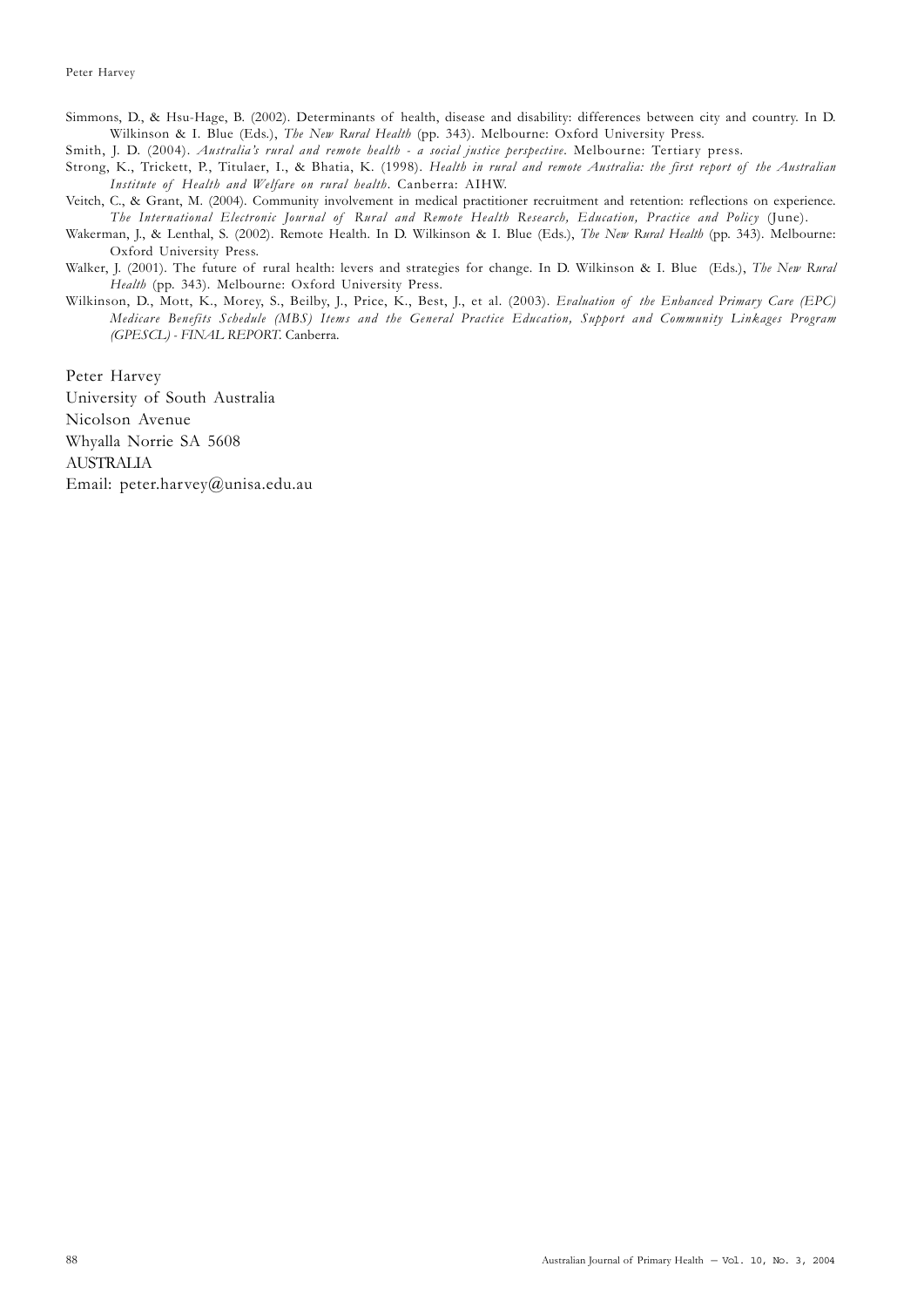Simmons, D., & Hsu-Hage, B. (2002). Determinants of health, disease and disability: differences between city and country. In D. Wilkinson & I. Blue (Eds.), *The New Rural Health* (pp. 343). Melbourne: Oxford University Press.

Smith, J. D. (2004). *Australia's rural and remote health - a social justice perspective*. Melbourne: Tertiary press.

Strong, K., Trickett, P., Titulaer, I., & Bhatia, K. (1998). *Health in rural and remote Australia: the first report of the Australian Institute of Health and Welfare on rural health*. Canberra: AIHW.

Veitch, C., & Grant, M. (2004). Community involvement in medical practitioner recruitment and retention: reflections on experience. *The International Electronic Journal of Rural and Remote Health Research, Education, Practice and Policy* (June).

Wakerman, J., & Lenthal, S. (2002). Remote Health. In D. Wilkinson & I. Blue (Eds.), *The New Rural Health* (pp. 343). Melbourne: Oxford University Press.

Walker, J. (2001). The future of rural health: levers and strategies for change. In D. Wilkinson & I. Blue (Eds.), *The New Rural Health* (pp. 343). Melbourne: Oxford University Press.

Wilkinson, D., Mott, K., Morey, S., Beilby, J., Price, K., Best, J., et al. (2003). *Evaluation of the Enhanced Primary Care (EPC) Medicare Benefits Schedule (MBS) Items and the General Practice Education, Support and Community Linkages Program (GPESCL) - FINAL REPORT*. Canberra.

Peter Harvey
University of South Australia
Nicolson Avenue
Whyalla Norrie SA 5608
AUSTRALIA
Email: peter.harvey@unisa.edu.au